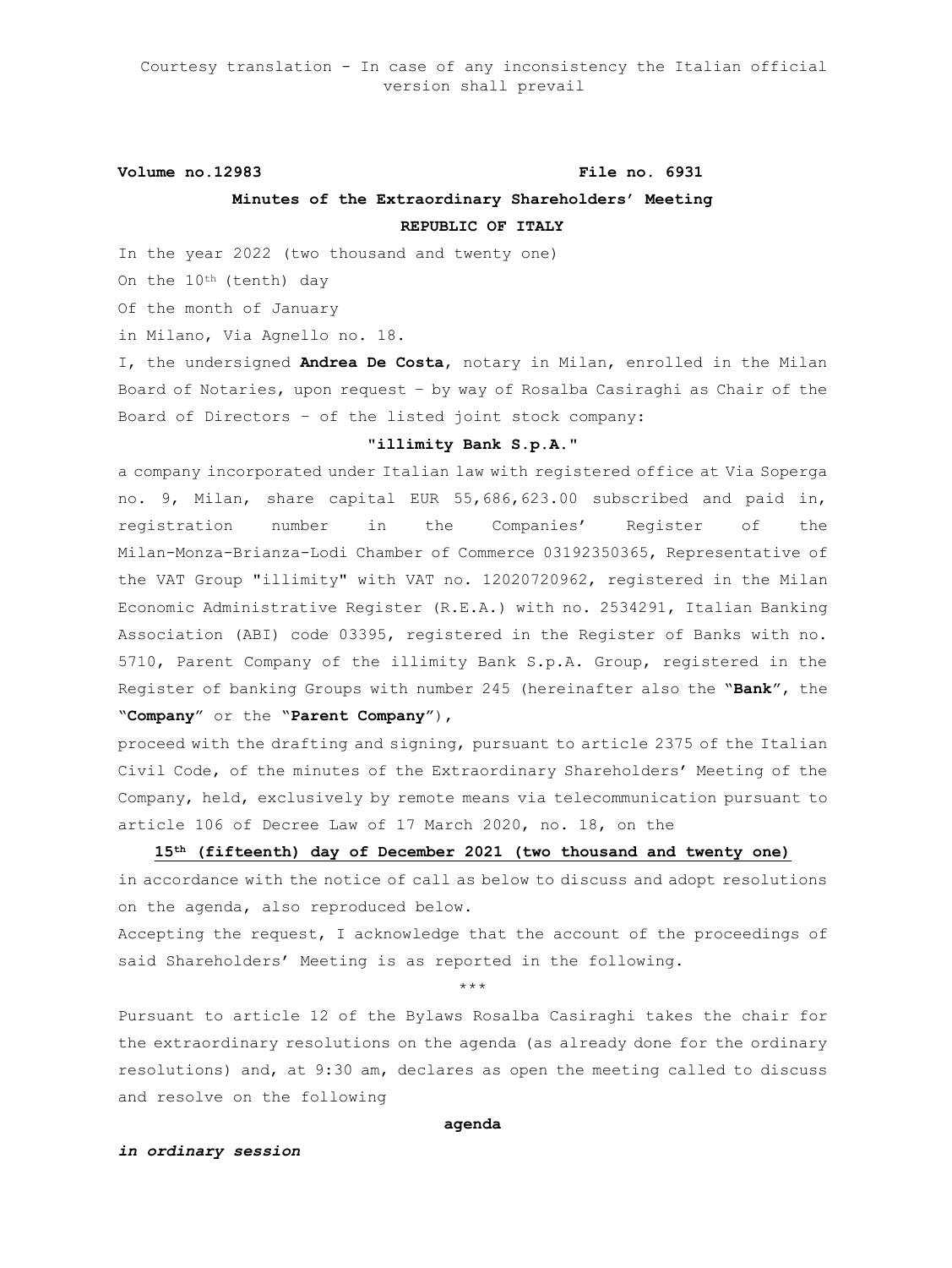Courtesy translation - In case of any inconsistency the Italian official version shall prevail

**Volume no.12983** **File no. 6931**

**Minutes of the Extraordinary Shareholders' Meeting**

**REPUBLIC OF ITALY**

In the year 2022 (two thousand and twenty one)

On the 10th (tenth) day

Of the month of January

in Milano, Via Agnello no. 18.

I, the undersigned **Andrea De Costa**, notary in Milan, enrolled in the Milan Board of Notaries, upon request – by way of Rosalba Casiraghi as Chair of the Board of Directors – of the listed joint stock company:

**"illimity Bank S.p.A."**

a company incorporated under Italian law with registered office at Via Soperga no. 9, Milan, share capital EUR 55,686,623.00 subscribed and paid in, registration number in the Companies' Register of the Milan-Monza-Brianza-Lodi Chamber of Commerce 03192350365, Representative of the VAT Group "illimity" with VAT no. 12020720962, registered in the Milan Economic Administrative Register (R.E.A.) with no. 2534291, Italian Banking Association (ABI) code 03395, registered in the Register of Banks with no. 5710, Parent Company of the illimity Bank S.p.A. Group, registered in the Register of banking Groups with number 245 (hereinafter also the "**Bank**", the "**Company**" or the "**Parent Company**"),

proceed with the drafting and signing, pursuant to article 2375 of the Italian Civil Code, of the minutes of the Extraordinary Shareholders' Meeting of the Company, held, exclusively by remote means via telecommunication pursuant to article 106 of Decree Law of 17 March 2020, no. 18, on the

**15th (fifteenth) day of December 2021 (two thousand and twenty one)**

in accordance with the notice of call as below to discuss and adopt resolutions on the agenda, also reproduced below.

Accepting the request, I acknowledge that the account of the proceedings of said Shareholders' Meeting is as reported in the following.

\*\*\*

Pursuant to article 12 of the Bylaws Rosalba Casiraghi takes the chair for the extraordinary resolutions on the agenda (as already done for the ordinary resolutions) and, at 9:30 am, declares as open the meeting called to discuss and resolve on the following

**agenda**

***in ordinary session***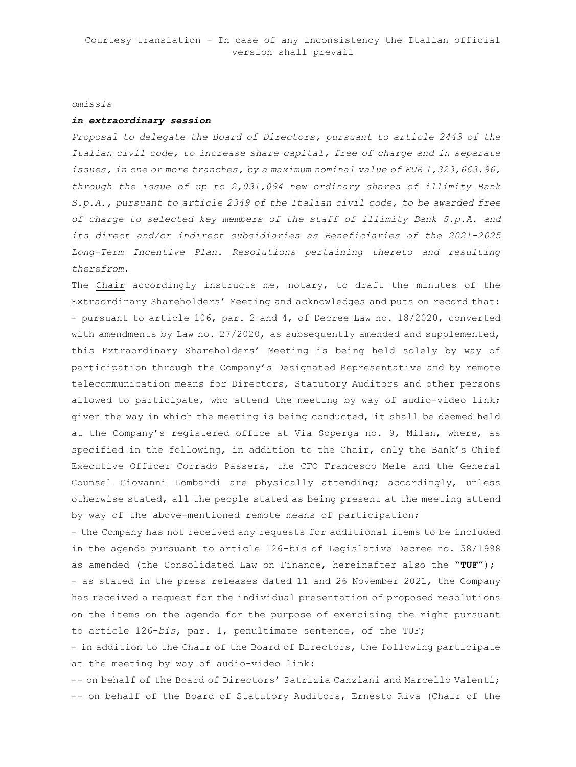Courtesy translation - In case of any inconsistency the Italian official version shall prevail

*omissis*

***in extraordinary session***

*Proposal to delegate the Board of Directors, pursuant to article 2443 of the Italian civil code, to increase share capital, free of charge and in separate issues, in one or more tranches, by a maximum nominal value of EUR 1,323,663.96, through the issue of up to 2,031,094 new ordinary shares of illimity Bank S.p.A., pursuant to article 2349 of the Italian civil code, to be awarded free of charge to selected key members of the staff of illimity Bank S.p.A. and its direct and/or indirect subsidiaries as Beneficiaries of the 2021-2025 Long-Term Incentive Plan. Resolutions pertaining thereto and resulting therefrom.*

The Chair accordingly instructs me, notary, to draft the minutes of the Extraordinary Shareholders' Meeting and acknowledges and puts on record that:

- pursuant to article 106, par. 2 and 4, of Decree Law no. 18/2020, converted with amendments by Law no. 27/2020, as subsequently amended and supplemented, this Extraordinary Shareholders' Meeting is being held solely by way of participation through the Company's Designated Representative and by remote telecommunication means for Directors, Statutory Auditors and other persons allowed to participate, who attend the meeting by way of audio-video link; given the way in which the meeting is being conducted, it shall be deemed held at the Company's registered office at Via Soperga no. 9, Milan, where, as specified in the following, in addition to the Chair, only the Bank's Chief Executive Officer Corrado Passera, the CFO Francesco Mele and the General Counsel Giovanni Lombardi are physically attending; accordingly, unless otherwise stated, all the people stated as being present at the meeting attend by way of the above-mentioned remote means of participation;
- the Company has not received any requests for additional items to be included in the agenda pursuant to article 126-*bis* of Legislative Decree no. 58/1998 as amended (the Consolidated Law on Finance, hereinafter also the "**TUF**");
- as stated in the press releases dated 11 and 26 November 2021, the Company has received a request for the individual presentation of proposed resolutions on the items on the agenda for the purpose of exercising the right pursuant to article 126-*bis*, par. 1, penultimate sentence, of the TUF;
- in addition to the Chair of the Board of Directors, the following participate at the meeting by way of audio-video link:

-- on behalf of the Board of Directors' Patrizia Canziani and Marcello Valenti;

-- on behalf of the Board of Statutory Auditors, Ernesto Riva (Chair of the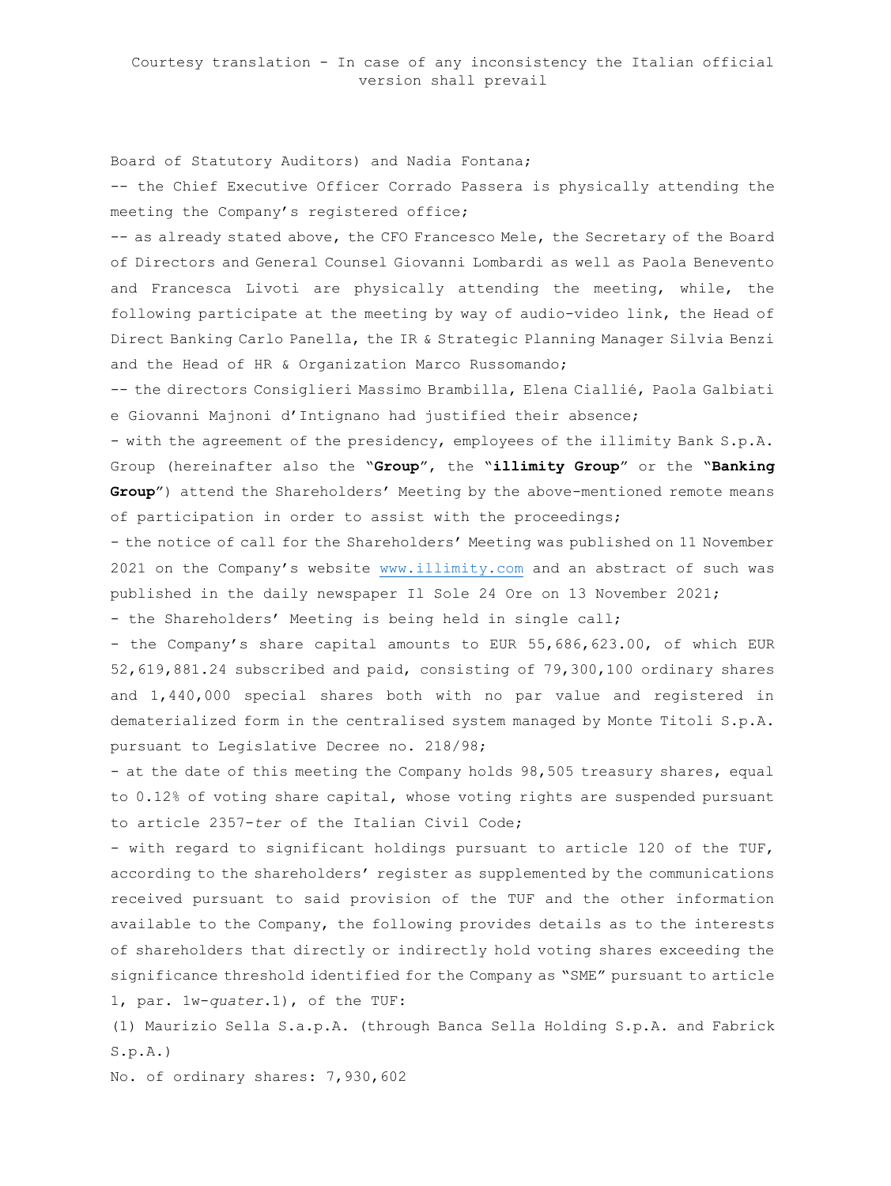Board of Statutory Auditors) and Nadia Fontana;

-- the Chief Executive Officer Corrado Passera is physically attending the meeting the Company's registered office;

-- as already stated above, the CFO Francesco Mele, the Secretary of the Board of Directors and General Counsel Giovanni Lombardi as well as Paola Benevento and Francesca Livoti are physically attending the meeting, while, the following participate at the meeting by way of audio-video link, the Head of Direct Banking Carlo Panella, the IR & Strategic Planning Manager Silvia Benzi and the Head of HR & Organization Marco Russomando;

-- the directors Consiglieri Massimo Brambilla, Elena Ciallié, Paola Galbiati e Giovanni Majnoni d'Intignano had justified their absence;

- with the agreement of the presidency, employees of the illimity Bank S.p.A. Group (hereinafter also the "**Group**", the "**illimity Group**" or the "**Banking Group**") attend the Shareholders' Meeting by the above-mentioned remote means of participation in order to assist with the proceedings;

- the notice of call for the Shareholders' Meeting was published on 11 November 2021 on the Company's website www.illimity.com and an abstract of such was published in the daily newspaper Il Sole 24 Ore on 13 November 2021;

- the Shareholders' Meeting is being held in single call;

- the Company's share capital amounts to EUR 55,686,623.00, of which EUR 52,619,881.24 subscribed and paid, consisting of 79,300,100 ordinary shares and 1,440,000 special shares both with no par value and registered in dematerialized form in the centralised system managed by Monte Titoli S.p.A. pursuant to Legislative Decree no. 218/98;

- at the date of this meeting the Company holds 98,505 treasury shares, equal to 0.12% of voting share capital, whose voting rights are suspended pursuant to article 2357-*ter* of the Italian Civil Code;

- with regard to significant holdings pursuant to article 120 of the TUF, according to the shareholders' register as supplemented by the communications received pursuant to said provision of the TUF and the other information available to the Company, the following provides details as to the interests of shareholders that directly or indirectly hold voting shares exceeding the significance threshold identified for the Company as "SME" pursuant to article 1, par. 1w-*quater*.1), of the TUF:

(1) Maurizio Sella S.a.p.A. (through Banca Sella Holding S.p.A. and Fabrick S.p.A.)

No. of ordinary shares: 7,930,602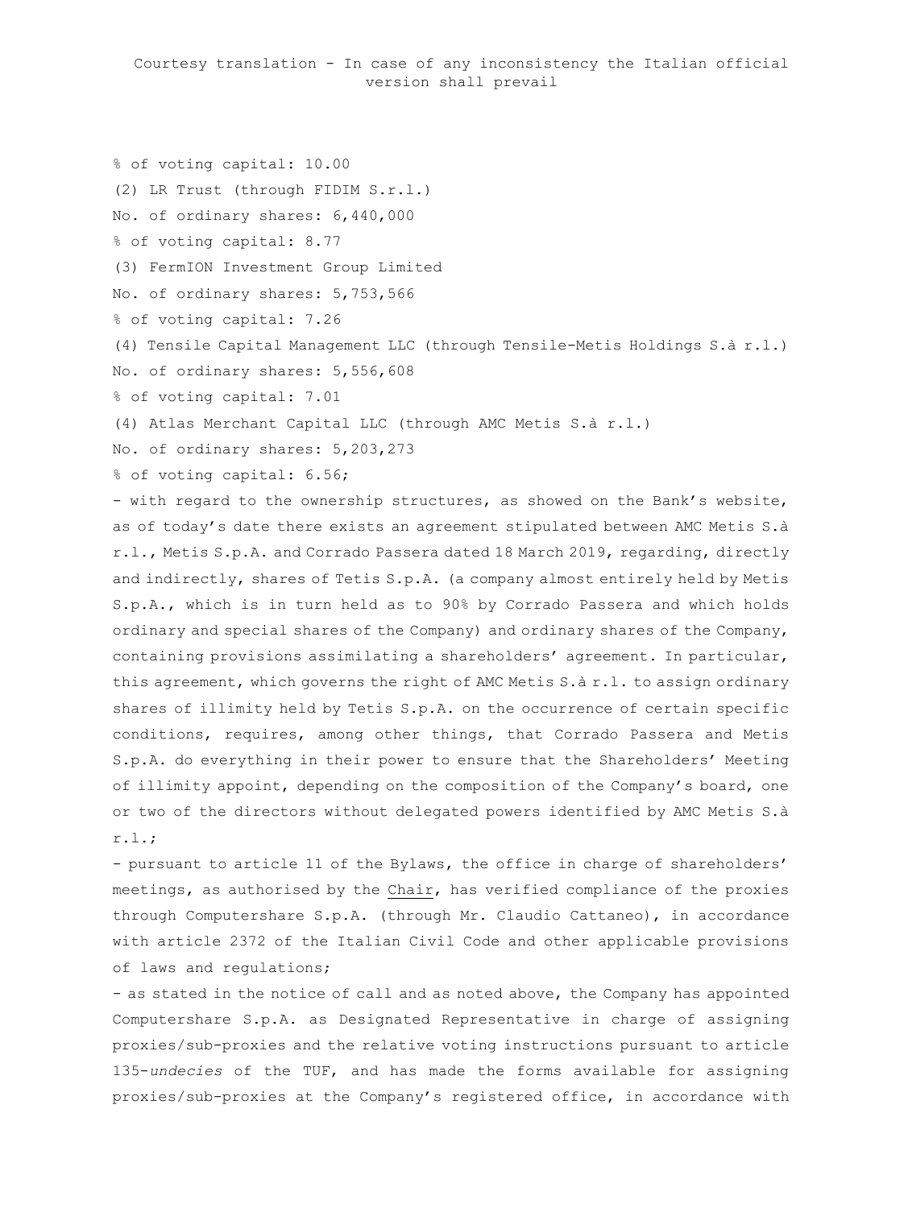Courtesy translation - In case of any inconsistency the Italian official version shall prevail

% of voting capital: 10.00

(2) LR Trust (through FIDIM S.r.l.)

No. of ordinary shares: 6,440,000

% of voting capital: 8.77

(3) FermION Investment Group Limited

No. of ordinary shares: 5,753,566

% of voting capital: 7.26

(4) Tensile Capital Management LLC (through Tensile-Metis Holdings S.à r.l.)

No. of ordinary shares: 5,556,608

% of voting capital: 7.01

(4) Atlas Merchant Capital LLC (through AMC Metis S.à r.l.)

No. of ordinary shares: 5,203,273

% of voting capital: 6.56;

- with regard to the ownership structures, as showed on the Bank's website, as of today's date there exists an agreement stipulated between AMC Metis S.à r.l., Metis S.p.A. and Corrado Passera dated 18 March 2019, regarding, directly and indirectly, shares of Tetis S.p.A. (a company almost entirely held by Metis S.p.A., which is in turn held as to 90% by Corrado Passera and which holds ordinary and special shares of the Company) and ordinary shares of the Company, containing provisions assimilating a shareholders' agreement. In particular, this agreement, which governs the right of AMC Metis S.à r.l. to assign ordinary shares of illimity held by Tetis S.p.A. on the occurrence of certain specific conditions, requires, among other things, that Corrado Passera and Metis S.p.A. do everything in their power to ensure that the Shareholders' Meeting of illimity appoint, depending on the composition of the Company's board, one or two of the directors without delegated powers identified by AMC Metis S.à r.l.;

- pursuant to article 11 of the Bylaws, the office in charge of shareholders' meetings, as authorised by the Chair, has verified compliance of the proxies through Computershare S.p.A. (through Mr. Claudio Cattaneo), in accordance with article 2372 of the Italian Civil Code and other applicable provisions of laws and regulations;

- as stated in the notice of call and as noted above, the Company has appointed Computershare S.p.A. as Designated Representative in charge of assigning proxies/sub-proxies and the relative voting instructions pursuant to article 135-*undecies* of the TUF, and has made the forms available for assigning proxies/sub-proxies at the Company's registered office, in accordance with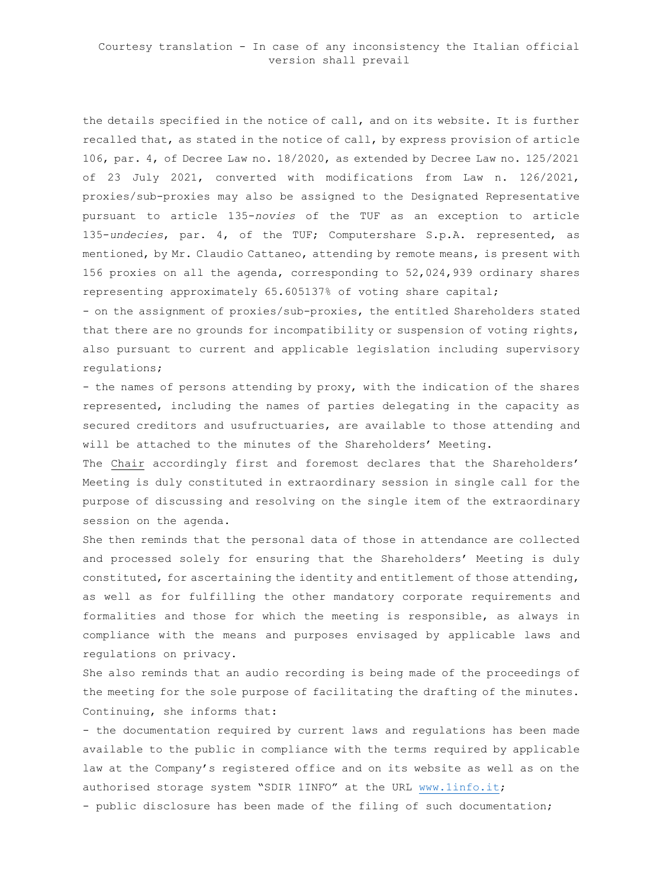the details specified in the notice of call, and on its website. It is further recalled that, as stated in the notice of call, by express provision of article 106, par. 4, of Decree Law no. 18/2020, as extended by Decree Law no. 125/2021 of 23 July 2021, converted with modifications from Law n. 126/2021, proxies/sub-proxies may also be assigned to the Designated Representative pursuant to article 135-*novies* of the TUF as an exception to article 135-*undecies*, par. 4, of the TUF; Computershare S.p.A. represented, as mentioned, by Mr. Claudio Cattaneo, attending by remote means, is present with 156 proxies on all the agenda, corresponding to 52,024,939 ordinary shares representing approximately 65.605137% of voting share capital;

- on the assignment of proxies/sub-proxies, the entitled Shareholders stated that there are no grounds for incompatibility or suspension of voting rights, also pursuant to current and applicable legislation including supervisory regulations;
- the names of persons attending by proxy, with the indication of the shares represented, including the names of parties delegating in the capacity as secured creditors and usufructuaries, are available to those attending and will be attached to the minutes of the Shareholders' Meeting.

The Chair accordingly first and foremost declares that the Shareholders' Meeting is duly constituted in extraordinary session in single call for the purpose of discussing and resolving on the single item of the extraordinary session on the agenda.

She then reminds that the personal data of those in attendance are collected and processed solely for ensuring that the Shareholders' Meeting is duly constituted, for ascertaining the identity and entitlement of those attending, as well as for fulfilling the other mandatory corporate requirements and formalities and those for which the meeting is responsible, as always in compliance with the means and purposes envisaged by applicable laws and regulations on privacy.

She also reminds that an audio recording is being made of the proceedings of the meeting for the sole purpose of facilitating the drafting of the minutes.

Continuing, she informs that:

- the documentation required by current laws and regulations has been made available to the public in compliance with the terms required by applicable law at the Company's registered office and on its website as well as on the authorised storage system "SDIR 1INFO" at the URL www.1info.it;
- public disclosure has been made of the filing of such documentation;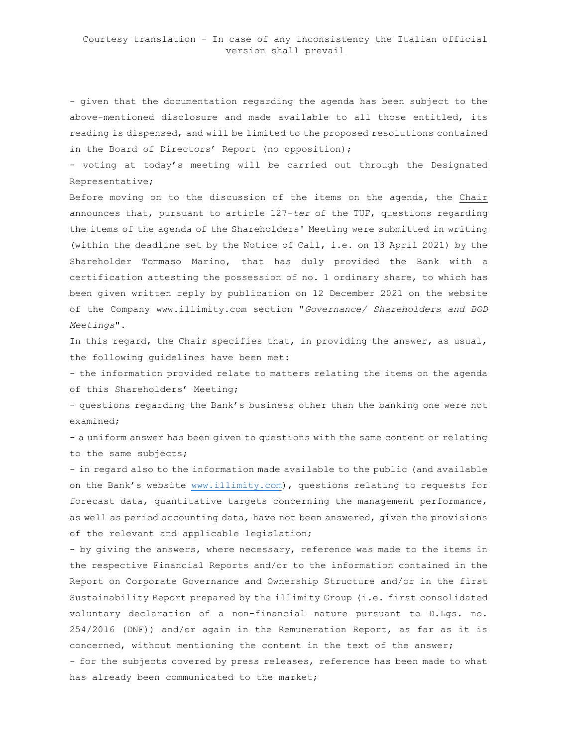Courtesy translation - In case of any inconsistency the Italian official version shall prevail

- given that the documentation regarding the agenda has been subject to the above-mentioned disclosure and made available to all those entitled, its reading is dispensed, and will be limited to the proposed resolutions contained in the Board of Directors' Report (no opposition);

- voting at today's meeting will be carried out through the Designated Representative;

Before moving on to the discussion of the items on the agenda, the Chair announces that, pursuant to article 127-*ter* of the TUF, questions regarding the items of the agenda of the Shareholders' Meeting were submitted in writing (within the deadline set by the Notice of Call, i.e. on 13 April 2021) by the Shareholder Tommaso Marino, that has duly provided the Bank with a certification attesting the possession of no. 1 ordinary share, to which has been given written reply by publication on 12 December 2021 on the website of the Company www.illimity.com section "*Governance/ Shareholders and BOD Meetings*".

In this regard, the Chair specifies that, in providing the answer, as usual, the following guidelines have been met:

- the information provided relate to matters relating the items on the agenda of this Shareholders' Meeting;

- questions regarding the Bank's business other than the banking one were not examined;

- a uniform answer has been given to questions with the same content or relating to the same subjects;

- in regard also to the information made available to the public (and available on the Bank's website www.illimity.com), questions relating to requests for forecast data, quantitative targets concerning the management performance, as well as period accounting data, have not been answered, given the provisions of the relevant and applicable legislation;

- by giving the answers, where necessary, reference was made to the items in the respective Financial Reports and/or to the information contained in the Report on Corporate Governance and Ownership Structure and/or in the first Sustainability Report prepared by the illimity Group (i.e. first consolidated voluntary declaration of a non-financial nature pursuant to D.Lgs. no. 254/2016 (DNF)) and/or again in the Remuneration Report, as far as it is concerned, without mentioning the content in the text of the answer;

- for the subjects covered by press releases, reference has been made to what has already been communicated to the market;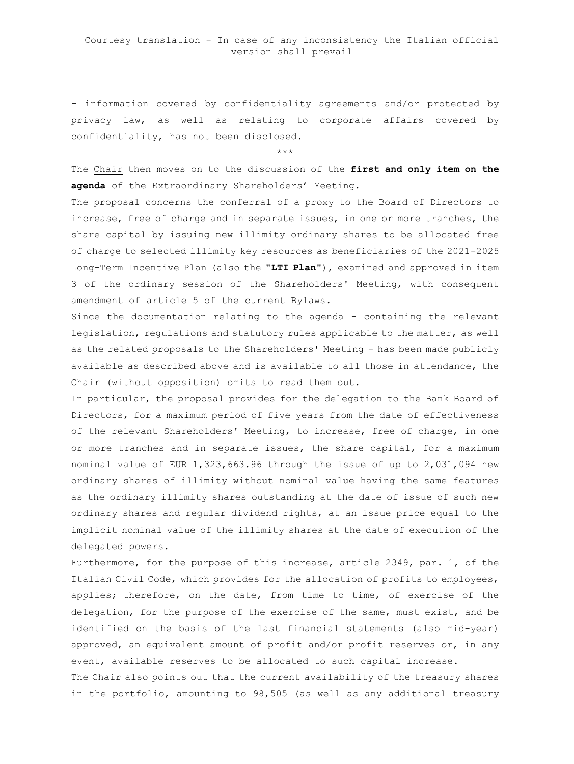- information covered by confidentiality agreements and/or protected by privacy law, as well as relating to corporate affairs covered by confidentiality, has not been disclosed.

***

The Chair then moves on to the discussion of the **first and only item on the agenda** of the Extraordinary Shareholders' Meeting.

The proposal concerns the conferral of a proxy to the Board of Directors to increase, free of charge and in separate issues, in one or more tranches, the share capital by issuing new illimity ordinary shares to be allocated free of charge to selected illimity key resources as beneficiaries of the 2021-2025 Long-Term Incentive Plan (also the "**LTI Plan**"), examined and approved in item 3 of the ordinary session of the Shareholders' Meeting, with consequent amendment of article 5 of the current Bylaws.

Since the documentation relating to the agenda - containing the relevant legislation, regulations and statutory rules applicable to the matter, as well as the related proposals to the Shareholders' Meeting - has been made publicly available as described above and is available to all those in attendance, the Chair (without opposition) omits to read them out.

In particular, the proposal provides for the delegation to the Bank Board of Directors, for a maximum period of five years from the date of effectiveness of the relevant Shareholders' Meeting, to increase, free of charge, in one or more tranches and in separate issues, the share capital, for a maximum nominal value of EUR 1,323,663.96 through the issue of up to 2,031,094 new ordinary shares of illimity without nominal value having the same features as the ordinary illimity shares outstanding at the date of issue of such new ordinary shares and regular dividend rights, at an issue price equal to the implicit nominal value of the illimity shares at the date of execution of the delegated powers.

Furthermore, for the purpose of this increase, article 2349, par. 1, of the Italian Civil Code, which provides for the allocation of profits to employees, applies; therefore, on the date, from time to time, of exercise of the delegation, for the purpose of the exercise of the same, must exist, and be identified on the basis of the last financial statements (also mid-year) approved, an equivalent amount of profit and/or profit reserves or, in any event, available reserves to be allocated to such capital increase.

The Chair also points out that the current availability of the treasury shares in the portfolio, amounting to 98,505 (as well as any additional treasury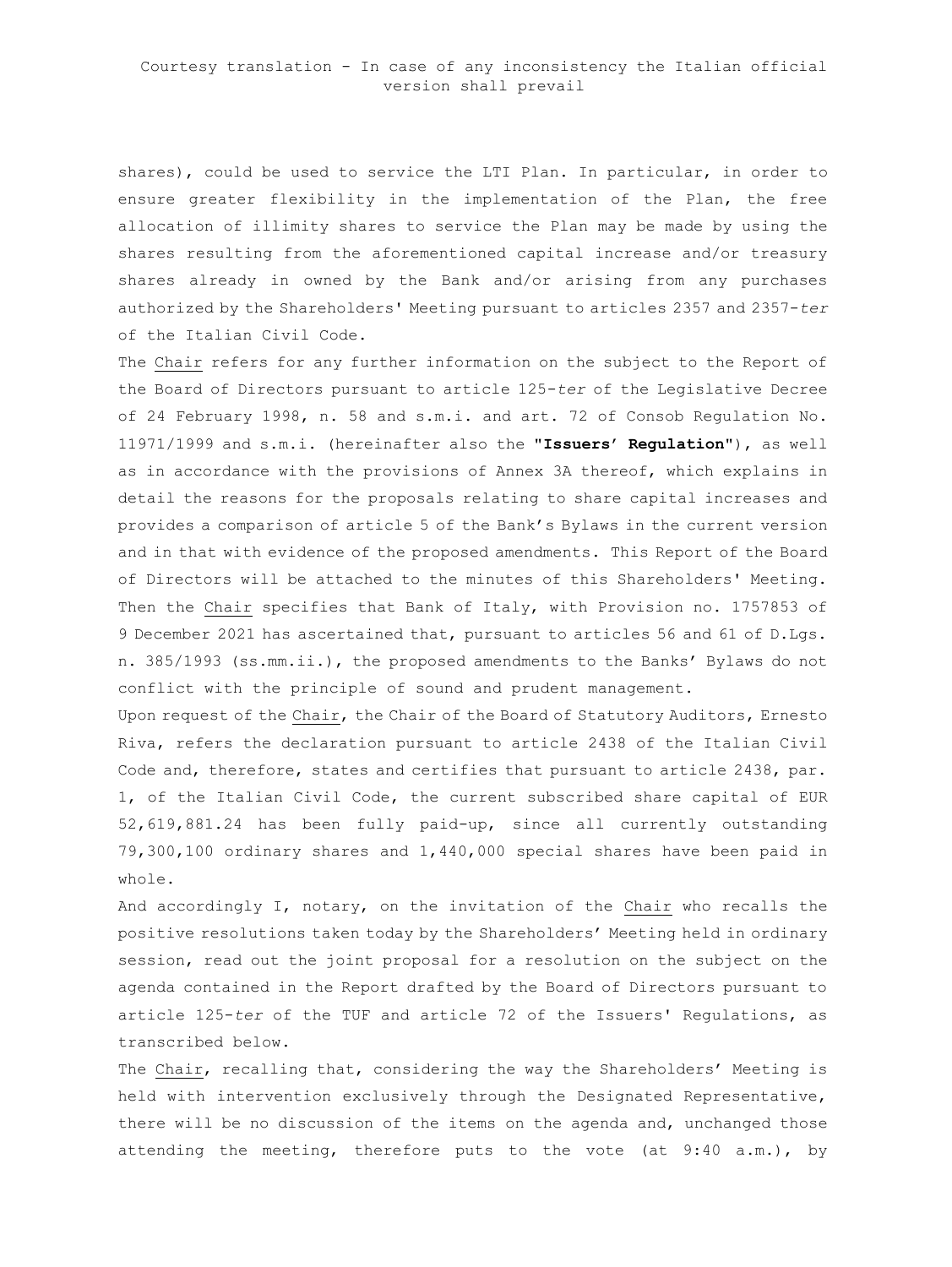shares), could be used to service the LTI Plan. In particular, in order to ensure greater flexibility in the implementation of the Plan, the free allocation of illimity shares to service the Plan may be made by using the shares resulting from the aforementioned capital increase and/or treasury shares already in owned by the Bank and/or arising from any purchases authorized by the Shareholders' Meeting pursuant to articles 2357 and 2357-*ter* of the Italian Civil Code.

The Chair refers for any further information on the subject to the Report of the Board of Directors pursuant to article 125-*ter* of the Legislative Decree of 24 February 1998, n. 58 and s.m.i. and art. 72 of Consob Regulation No. 11971/1999 and s.m.i. (hereinafter also the **"Issuers' Regulation"**), as well as in accordance with the provisions of Annex 3A thereof, which explains in detail the reasons for the proposals relating to share capital increases and provides a comparison of article 5 of the Bank's Bylaws in the current version and in that with evidence of the proposed amendments. This Report of the Board of Directors will be attached to the minutes of this Shareholders' Meeting. Then the Chair specifies that Bank of Italy, with Provision no. 1757853 of 9 December 2021 has ascertained that, pursuant to articles 56 and 61 of D.Lgs. n. 385/1993 (ss.mm.ii.), the proposed amendments to the Banks' Bylaws do not conflict with the principle of sound and prudent management.

Upon request of the Chair, the Chair of the Board of Statutory Auditors, Ernesto Riva, refers the declaration pursuant to article 2438 of the Italian Civil Code and, therefore, states and certifies that pursuant to article 2438, par. 1, of the Italian Civil Code, the current subscribed share capital of EUR 52,619,881.24 has been fully paid-up, since all currently outstanding 79,300,100 ordinary shares and 1,440,000 special shares have been paid in whole.

And accordingly I, notary, on the invitation of the Chair who recalls the positive resolutions taken today by the Shareholders' Meeting held in ordinary session, read out the joint proposal for a resolution on the subject on the agenda contained in the Report drafted by the Board of Directors pursuant to article 125-*ter* of the TUF and article 72 of the Issuers' Regulations, as transcribed below.

The Chair, recalling that, considering the way the Shareholders' Meeting is held with intervention exclusively through the Designated Representative, there will be no discussion of the items on the agenda and, unchanged those attending the meeting, therefore puts to the vote (at 9:40 a.m.), by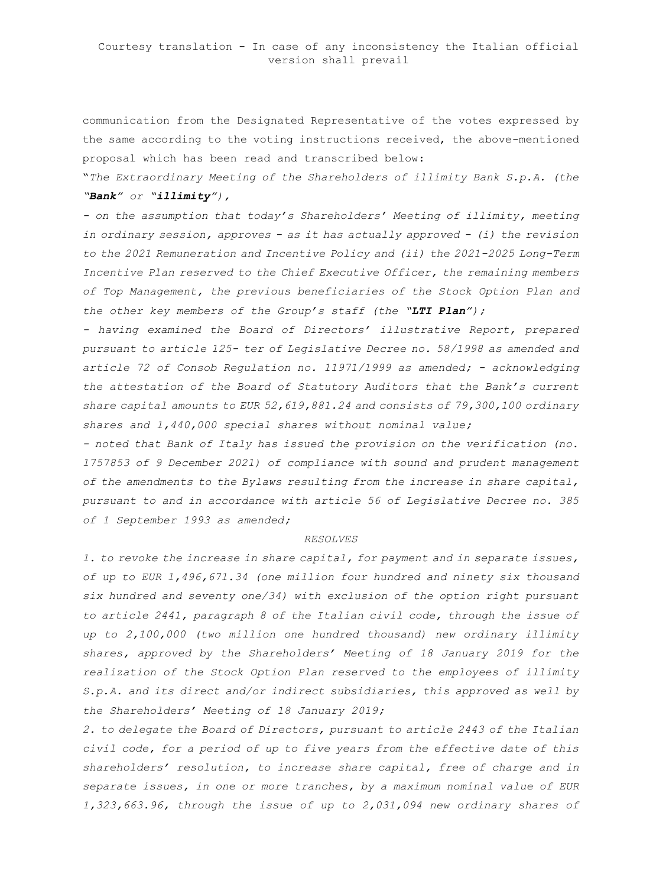Courtesy translation - In case of any inconsistency the Italian official version shall prevail

communication from the Designated Representative of the votes expressed by the same according to the voting instructions received, the above-mentioned proposal which has been read and transcribed below:

"*The Extraordinary Meeting of the Shareholders of illimity Bank S.p.A. (the **"Bank"** or **"illimity"**),*

*- on the assumption that today's Shareholders' Meeting of illimity, meeting in ordinary session, approves - as it has actually approved - (i) the revision to the 2021 Remuneration and Incentive Policy and (ii) the 2021-2025 Long-Term Incentive Plan reserved to the Chief Executive Officer, the remaining members of Top Management, the previous beneficiaries of the Stock Option Plan and the other key members of the Group's staff (the **"LTI Plan"**);*

*- having examined the Board of Directors' illustrative Report, prepared pursuant to article 125- ter of Legislative Decree no. 58/1998 as amended and article 72 of Consob Regulation no. 11971/1999 as amended; - acknowledging the attestation of the Board of Statutory Auditors that the Bank's current share capital amounts to EUR 52,619,881.24 and consists of 79,300,100 ordinary shares and 1,440,000 special shares without nominal value;*

*- noted that Bank of Italy has issued the provision on the verification (no. 1757853 of 9 December 2021) of compliance with sound and prudent management of the amendments to the Bylaws resulting from the increase in share capital, pursuant to and in accordance with article 56 of Legislative Decree no. 385 of 1 September 1993 as amended;*

*RESOLVES*

*1. to revoke the increase in share capital, for payment and in separate issues, of up to EUR 1,496,671.34 (one million four hundred and ninety six thousand six hundred and seventy one/34) with exclusion of the option right pursuant to article 2441, paragraph 8 of the Italian civil code, through the issue of up to 2,100,000 (two million one hundred thousand) new ordinary illimity shares, approved by the Shareholders' Meeting of 18 January 2019 for the realization of the Stock Option Plan reserved to the employees of illimity S.p.A. and its direct and/or indirect subsidiaries, this approved as well by the Shareholders' Meeting of 18 January 2019;*

*2. to delegate the Board of Directors, pursuant to article 2443 of the Italian civil code, for a period of up to five years from the effective date of this shareholders' resolution, to increase share capital, free of charge and in separate issues, in one or more tranches, by a maximum nominal value of EUR 1,323,663.96, through the issue of up to 2,031,094 new ordinary shares of*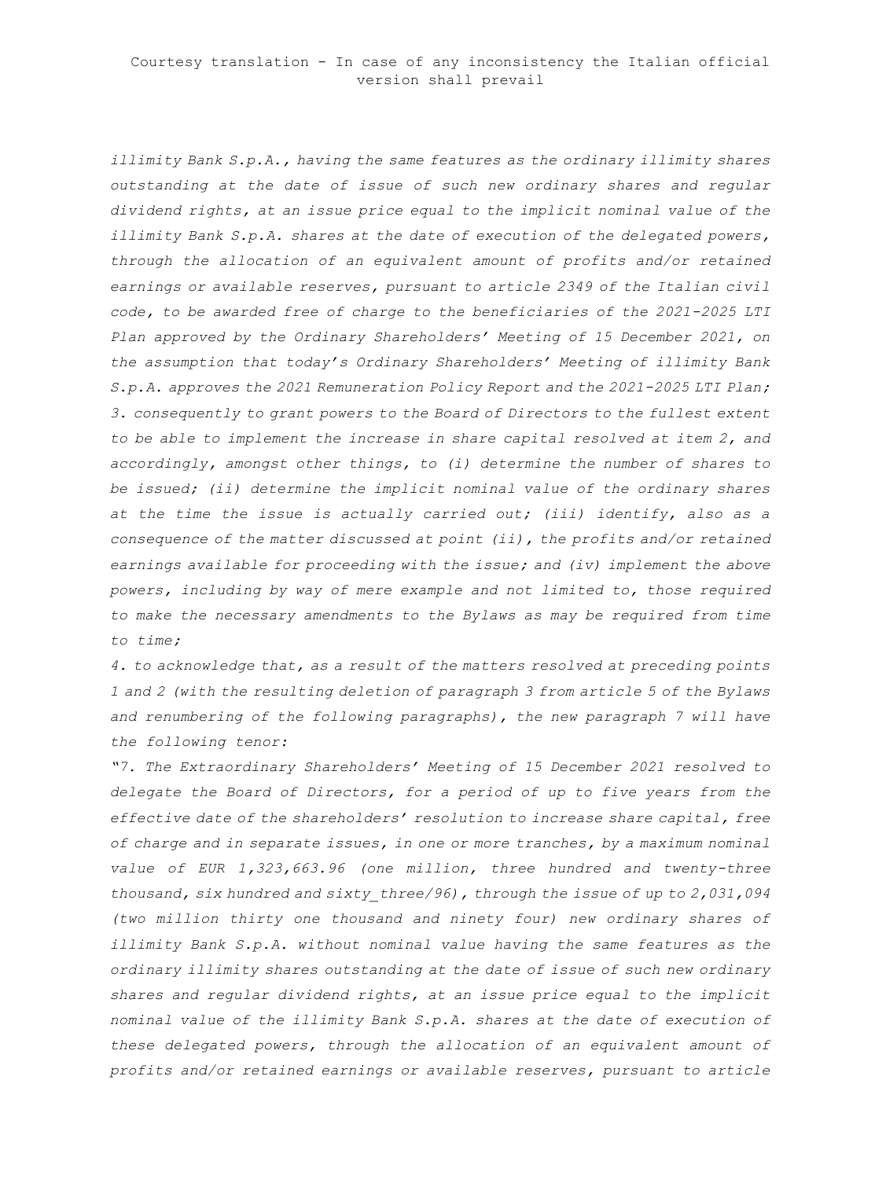*illimity Bank S.p.A., having the same features as the ordinary illimity shares outstanding at the date of issue of such new ordinary shares and regular dividend rights, at an issue price equal to the implicit nominal value of the illimity Bank S.p.A. shares at the date of execution of the delegated powers, through the allocation of an equivalent amount of profits and/or retained earnings or available reserves, pursuant to article 2349 of the Italian civil code, to be awarded free of charge to the beneficiaries of the 2021-2025 LTI Plan approved by the Ordinary Shareholders' Meeting of 15 December 2021, on the assumption that today's Ordinary Shareholders' Meeting of illimity Bank S.p.A. approves the 2021 Remuneration Policy Report and the 2021-2025 LTI Plan;*

*3. consequently to grant powers to the Board of Directors to the fullest extent to be able to implement the increase in share capital resolved at item 2, and accordingly, amongst other things, to (i) determine the number of shares to be issued; (ii) determine the implicit nominal value of the ordinary shares at the time the issue is actually carried out; (iii) identify, also as a consequence of the matter discussed at point (ii), the profits and/or retained earnings available for proceeding with the issue; and (iv) implement the above powers, including by way of mere example and not limited to, those required to make the necessary amendments to the Bylaws as may be required from time to time;*

*4. to acknowledge that, as a result of the matters resolved at preceding points 1 and 2 (with the resulting deletion of paragraph 3 from article 5 of the Bylaws and renumbering of the following paragraphs), the new paragraph 7 will have the following tenor:*

*"7. The Extraordinary Shareholders' Meeting of 15 December 2021 resolved to delegate the Board of Directors, for a period of up to five years from the effective date of the shareholders' resolution to increase share capital, free of charge and in separate issues, in one or more tranches, by a maximum nominal value of EUR 1,323,663.96 (one million, three hundred and twenty-three thousand, six hundred and sixty_three/96), through the issue of up to 2,031,094 (two million thirty one thousand and ninety four) new ordinary shares of illimity Bank S.p.A. without nominal value having the same features as the ordinary illimity shares outstanding at the date of issue of such new ordinary shares and regular dividend rights, at an issue price equal to the implicit nominal value of the illimity Bank S.p.A. shares at the date of execution of these delegated powers, through the allocation of an equivalent amount of profits and/or retained earnings or available reserves, pursuant to article*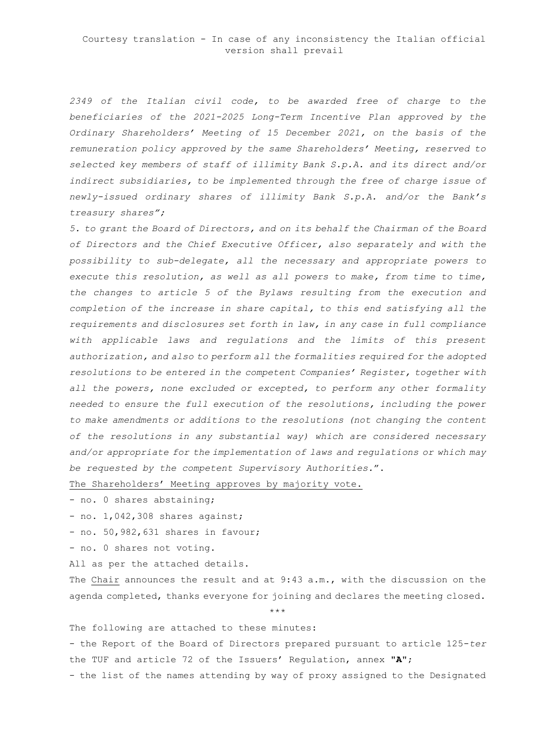Courtesy translation - In case of any inconsistency the Italian official version shall prevail

*2349 of the Italian civil code, to be awarded free of charge to the beneficiaries of the 2021-2025 Long-Term Incentive Plan approved by the Ordinary Shareholders' Meeting of 15 December 2021, on the basis of the remuneration policy approved by the same Shareholders' Meeting, reserved to selected key members of staff of illimity Bank S.p.A. and its direct and/or indirect subsidiaries, to be implemented through the free of charge issue of newly-issued ordinary shares of illimity Bank S.p.A. and/or the Bank's treasury shares";*

*5. to grant the Board of Directors, and on its behalf the Chairman of the Board of Directors and the Chief Executive Officer, also separately and with the possibility to sub-delegate, all the necessary and appropriate powers to execute this resolution, as well as all powers to make, from time to time, the changes to article 5 of the Bylaws resulting from the execution and completion of the increase in share capital, to this end satisfying all the requirements and disclosures set forth in law, in any case in full compliance with applicable laws and regulations and the limits of this present authorization, and also to perform all the formalities required for the adopted resolutions to be entered in the competent Companies' Register, together with all the powers, none excluded or excepted, to perform any other formality needed to ensure the full execution of the resolutions, including the power to make amendments or additions to the resolutions (not changing the content of the resolutions in any substantial way) which are considered necessary and/or appropriate for the implementation of laws and regulations or which may be requested by the competent Supervisory Authorities.".*

<u>The Shareholders' Meeting approves by majority vote.</u>

- no. 0 shares abstaining;
- no. 1,042,308 shares against;
- no. 50,982,631 shares in favour;
- no. 0 shares not voting.

All as per the attached details.

The <u>Chair</u> announces the result and at 9:43 a.m., with the discussion on the agenda completed, thanks everyone for joining and declares the meeting closed.

\*\*\*

The following are attached to these minutes:

- the Report of the Board of Directors prepared pursuant to article 125-*ter* the TUF and article 72 of the Issuers' Regulation, annex "**A**";
- the list of the names attending by way of proxy assigned to the Designated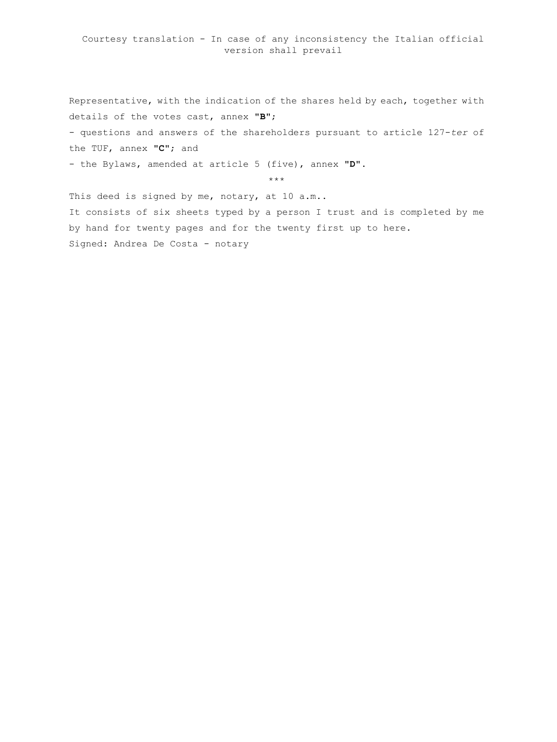Representative, with the indication of the shares held by each, together with details of the votes cast, annex **"B"**;

- questions and answers of the shareholders pursuant to article 127-*ter* of the TUF, annex **"C"**; and
- the Bylaws, amended at article 5 (five), annex **"D"**.

***

This deed is signed by me, notary, at 10 a.m..

It consists of six sheets typed by a person I trust and is completed by me by hand for twenty pages and for the twenty first up to here.

Signed: Andrea De Costa - notary